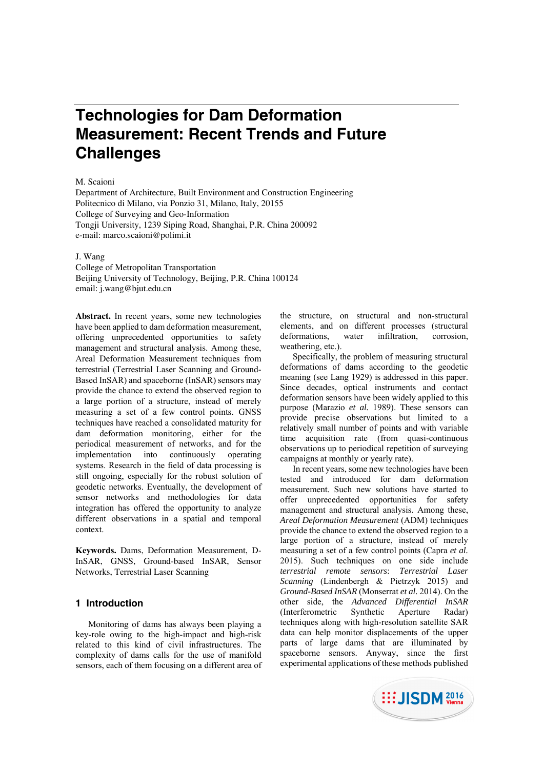# Technologies for Dam Deformation Measurement: Recent Trends and Future Challenges

M. Scaioni
Department of Architecture, Built Environment and Construction Engineering
Politecnico di Milano, via Ponzio 31, Milano, Italy, 20155
College of Surveying and Geo-Information
Tongji University, 1239 Siping Road, Shanghai, P.R. China 200092
e-mail: marco.scaioni@polimi.it

J. Wang
College of Metropolitan Transportation
Beijing University of Technology, Beijing, P.R. China 100124
email: j.wang@bjut.edu.cn

**Abstract.** In recent years, some new technologies have been applied to dam deformation measurement, offering unprecedented opportunities to safety management and structural analysis. Among these, Areal Deformation Measurement techniques from terrestrial (Terrestrial Laser Scanning and Ground-Based InSAR) and spaceborne (InSAR) sensors may provide the chance to extend the observed region to a large portion of a structure, instead of merely measuring a set of a few control points. GNSS techniques have reached a consolidated maturity for dam deformation monitoring, either for the periodical measurement of networks, and for the implementation into continuously operating systems. Research in the field of data processing is still ongoing, especially for the robust solution of geodetic networks. Eventually, the development of sensor networks and methodologies for data integration has offered the opportunity to analyze different observations in a spatial and temporal context.

**Keywords.** Dams, Deformation Measurement, D-InSAR, GNSS, Ground-based InSAR, Sensor Networks, Terrestrial Laser Scanning

## 1 Introduction

Monitoring of dams has always been playing a key-role owing to the high-impact and high-risk related to this kind of civil infrastructures. The complexity of dams calls for the use of manifold sensors, each of them focusing on a different area of the structure, on structural and non-structural elements, and on different processes (structural deformations, water infiltration, corrosion, weathering, etc.).

Specifically, the problem of measuring structural deformations of dams according to the geodetic meaning (see Lang 1929) is addressed in this paper. Since decades, optical instruments and contact deformation sensors have been widely applied to this purpose (Marazio *et al.* 1989). These sensors can provide precise observations but limited to a relatively small number of points and with variable time acquisition rate (from quasi-continuous observations up to periodical repetition of surveying campaigns at monthly or yearly rate).

In recent years, some new technologies have been tested and introduced for dam deformation measurement. Such new solutions have started to offer unprecedented opportunities for safety management and structural analysis. Among these, *Areal Deformation Measurement* (ADM) techniques provide the chance to extend the observed region to a large portion of a structure, instead of merely measuring a set of a few control points (Capra *et al.* 2015). Such techniques on one side include *terrestrial remote sensors*: *Terrestrial Laser Scanning* (Lindenbergh & Pietrzyk 2015) and *Ground-Based InSAR* (Monserrat *et al.* 2014). On the other side, the *Advanced Differential InSAR* (Interferometric Synthetic Aperture Radar) techniques along with high-resolution satellite SAR data can help monitor displacements of the upper parts of large dams that are illuminated by spaceborne sensors. Anyway, since the first experimental applications of these methods published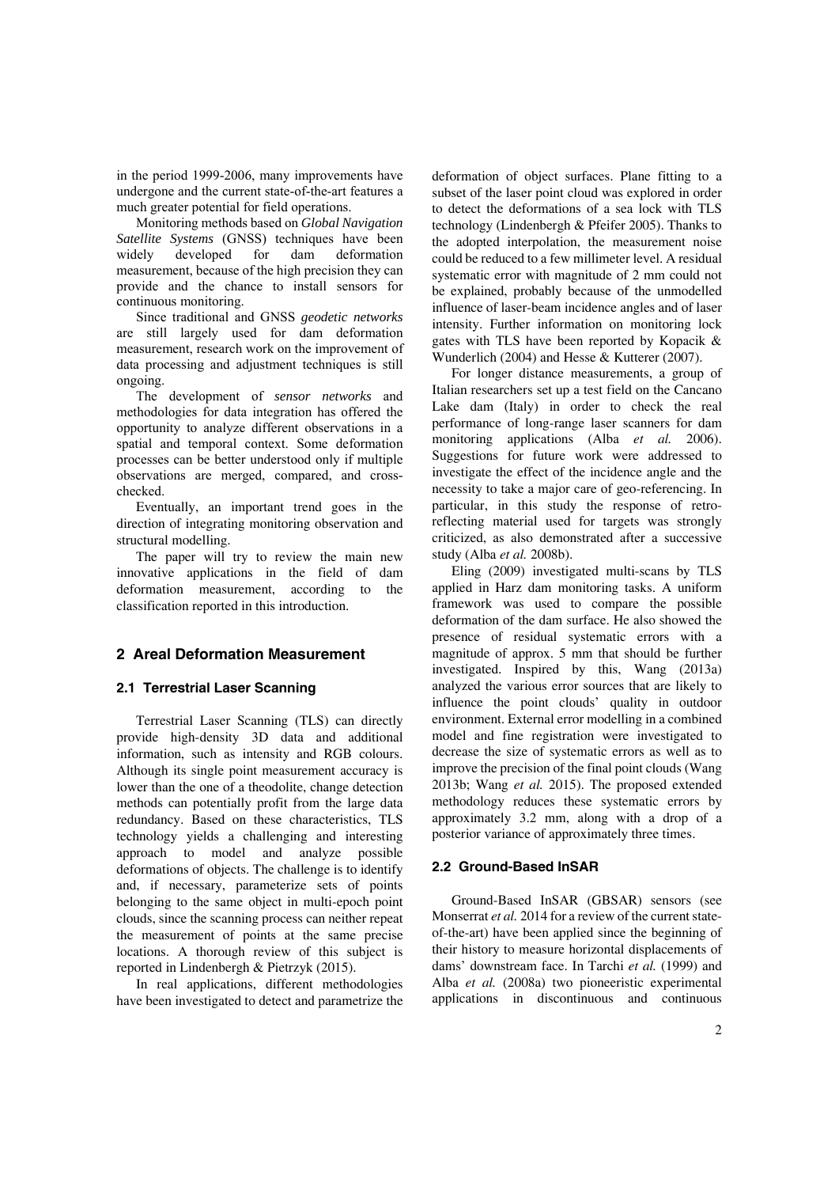in the period 1999-2006, many improvements have undergone and the current state-of-the-art features a much greater potential for field operations.

Monitoring methods based on *Global Navigation Satellite Systems* (GNSS) techniques have been widely developed for dam deformation measurement, because of the high precision they can provide and the chance to install sensors for continuous monitoring.

Since traditional and GNSS *geodetic networks* are still largely used for dam deformation measurement, research work on the improvement of data processing and adjustment techniques is still ongoing.

The development of *sensor networks* and methodologies for data integration has offered the opportunity to analyze different observations in a spatial and temporal context. Some deformation processes can be better understood only if multiple observations are merged, compared, and cross-checked.

Eventually, an important trend goes in the direction of integrating monitoring observation and structural modelling.

The paper will try to review the main new innovative applications in the field of dam deformation measurement, according to the classification reported in this introduction.

## 2 Areal Deformation Measurement

### 2.1 Terrestrial Laser Scanning

Terrestrial Laser Scanning (TLS) can directly provide high-density 3D data and additional information, such as intensity and RGB colours. Although its single point measurement accuracy is lower than the one of a theodolite, change detection methods can potentially profit from the large data redundancy. Based on these characteristics, TLS technology yields a challenging and interesting approach to model and analyze possible deformations of objects. The challenge is to identify and, if necessary, parameterize sets of points belonging to the same object in multi-epoch point clouds, since the scanning process can neither repeat the measurement of points at the same precise locations. A thorough review of this subject is reported in Lindenbergh & Pietrzyk (2015).

In real applications, different methodologies have been investigated to detect and parametrize the deformation of object surfaces. Plane fitting to a subset of the laser point cloud was explored in order to detect the deformations of a sea lock with TLS technology (Lindenbergh & Pfeifer 2005). Thanks to the adopted interpolation, the measurement noise could be reduced to a few millimeter level. A residual systematic error with magnitude of 2 mm could not be explained, probably because of the unmodelled influence of laser-beam incidence angles and of laser intensity. Further information on monitoring lock gates with TLS have been reported by Kopacik & Wunderlich (2004) and Hesse & Kutterer (2007).

For longer distance measurements, a group of Italian researchers set up a test field on the Cancano Lake dam (Italy) in order to check the real performance of long-range laser scanners for dam monitoring applications (Alba *et al.* 2006). Suggestions for future work were addressed to investigate the effect of the incidence angle and the necessity to take a major care of geo-referencing. In particular, in this study the response of retro-reflecting material used for targets was strongly criticized, as also demonstrated after a successive study (Alba *et al.* 2008b).

Eling (2009) investigated multi-scans by TLS applied in Harz dam monitoring tasks. A uniform framework was used to compare the possible deformation of the dam surface. He also showed the presence of residual systematic errors with a magnitude of approx. 5 mm that should be further investigated. Inspired by this, Wang (2013a) analyzed the various error sources that are likely to influence the point clouds' quality in outdoor environment. External error modelling in a combined model and fine registration were investigated to decrease the size of systematic errors as well as to improve the precision of the final point clouds (Wang 2013b; Wang *et al.* 2015). The proposed extended methodology reduces these systematic errors by approximately 3.2 mm, along with a drop of a posterior variance of approximately three times.

### 2.2 Ground-Based InSAR

Ground-Based InSAR (GBSAR) sensors (see Monserrat *et al.* 2014 for a review of the current state-of-the-art) have been applied since the beginning of their history to measure horizontal displacements of dams' downstream face. In Tarchi *et al.* (1999) and Alba *et al.* (2008a) two pioneeristic experimental applications in discontinuous and continuous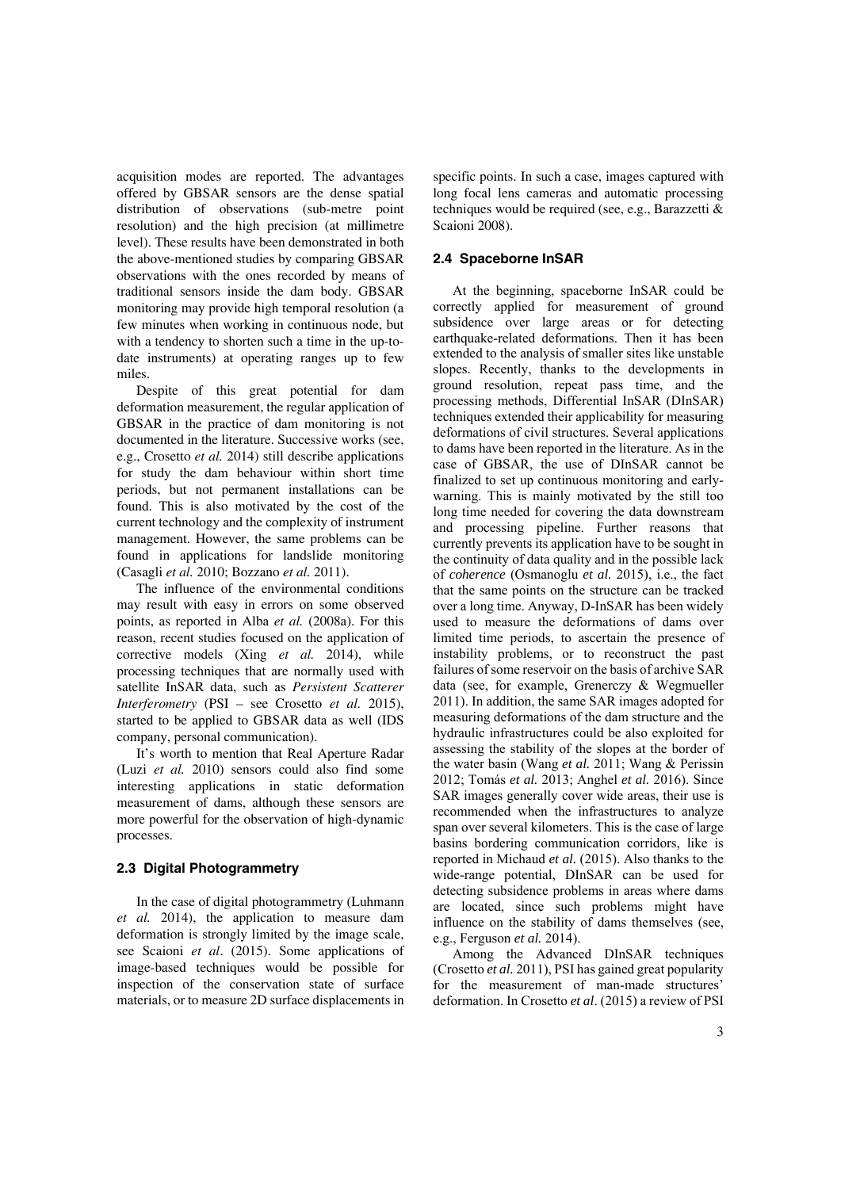acquisition modes are reported. The advantages offered by GBSAR sensors are the dense spatial distribution of observations (sub-metre point resolution) and the high precision (at millimetre level). These results have been demonstrated in both the above-mentioned studies by comparing GBSAR observations with the ones recorded by means of traditional sensors inside the dam body. GBSAR monitoring may provide high temporal resolution (a few minutes when working in continuous node, but with a tendency to shorten such a time in the up-to-date instruments) at operating ranges up to few miles.

Despite of this great potential for dam deformation measurement, the regular application of GBSAR in the practice of dam monitoring is not documented in the literature. Successive works (see, e.g., Crosetto *et al.* 2014) still describe applications for study the dam behaviour within short time periods, but not permanent installations can be found. This is also motivated by the cost of the current technology and the complexity of instrument management. However, the same problems can be found in applications for landslide monitoring (Casagli *et al.* 2010; Bozzano *et al.* 2011).

The influence of the environmental conditions may result with easy in errors on some observed points, as reported in Alba *et al.* (2008a). For this reason, recent studies focused on the application of corrective models (Xing *et al.* 2014), while processing techniques that are normally used with satellite InSAR data, such as *Persistent Scatterer Interferometry* (PSI – see Crosetto *et al.* 2015), started to be applied to GBSAR data as well (IDS company, personal communication).

It's worth to mention that Real Aperture Radar (Luzi *et al.* 2010) sensors could also find some interesting applications in static deformation measurement of dams, although these sensors are more powerful for the observation of high-dynamic processes.

### 2.3 Digital Photogrammetry

In the case of digital photogrammetry (Luhmann *et al.* 2014), the application to measure dam deformation is strongly limited by the image scale, see Scaioni *et al*. (2015). Some applications of image-based techniques would be possible for inspection of the conservation state of surface materials, or to measure 2D surface displacements in specific points. In such a case, images captured with long focal lens cameras and automatic processing techniques would be required (see, e.g., Barazzetti & Scaioni 2008).

### 2.4 Spaceborne InSAR

At the beginning, spaceborne InSAR could be correctly applied for measurement of ground subsidence over large areas or for detecting earthquake-related deformations. Then it has been extended to the analysis of smaller sites like unstable slopes. Recently, thanks to the developments in ground resolution, repeat pass time, and the processing methods, Differential InSAR (DInSAR) techniques extended their applicability for measuring deformations of civil structures. Several applications to dams have been reported in the literature. As in the case of GBSAR, the use of DInSAR cannot be finalized to set up continuous monitoring and early-warning. This is mainly motivated by the still too long time needed for covering the data downstream and processing pipeline. Further reasons that currently prevents its application have to be sought in the continuity of data quality and in the possible lack of *coherence* (Osmanoglu *et al.* 2015), i.e., the fact that the same points on the structure can be tracked over a long time. Anyway, D-InSAR has been widely used to measure the deformations of dams over limited time periods, to ascertain the presence of instability problems, or to reconstruct the past failures of some reservoir on the basis of archive SAR data (see, for example, Grenerczy & Wegmueller 2011). In addition, the same SAR images adopted for measuring deformations of the dam structure and the hydraulic infrastructures could be also exploited for assessing the stability of the slopes at the border of the water basin (Wang *et al.* 2011; Wang & Perissin 2012; Tomás *et al.* 2013; Anghel *et al.* 2016). Since SAR images generally cover wide areas, their use is recommended when the infrastructures to analyze span over several kilometers. This is the case of large basins bordering communication corridors, like is reported in Michaud *et al.* (2015). Also thanks to the wide-range potential, DInSAR can be used for detecting subsidence problems in areas where dams are located, since such problems might have influence on the stability of dams themselves (see, e.g., Ferguson *et al.* 2014).

Among the Advanced DInSAR techniques (Crosetto *et al.* 2011), PSI has gained great popularity for the measurement of man-made structures' deformation. In Crosetto *et al*. (2015) a review of PSI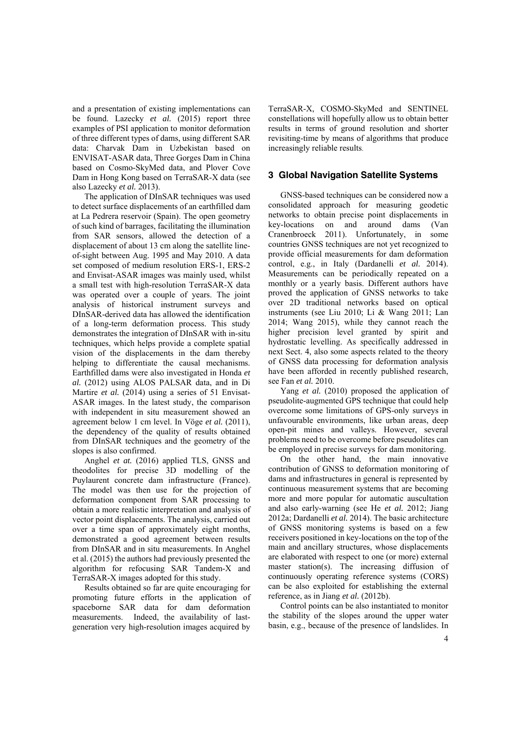and a presentation of existing implementations can be found. Lazecky *et al.* (2015) report three examples of PSI application to monitor deformation of three different types of dams, using different SAR data: Charvak Dam in Uzbekistan based on ENVISAT-ASAR data, Three Gorges Dam in China based on Cosmo-SkyMed data, and Plover Cove Dam in Hong Kong based on TerraSAR-X data (see also Lazecky *et al.* 2013).

The application of DInSAR techniques was used to detect surface displacements of an earthfilled dam at La Pedrera reservoir (Spain). The open geometry of such kind of barrages, facilitating the illumination from SAR sensors, allowed the detection of a displacement of about 13 cm along the satellite line-of-sight between Aug. 1995 and May 2010. A data set composed of medium resolution ERS-1, ERS-2 and Envisat-ASAR images was mainly used, whilst a small test with high-resolution TerraSAR-X data was operated over a couple of years. The joint analysis of historical instrument surveys and DInSAR-derived data has allowed the identification of a long-term deformation process. This study demonstrates the integration of DInSAR with in-situ techniques, which helps provide a complete spatial vision of the displacements in the dam thereby helping to differentiate the causal mechanisms. Earthfilled dams were also investigated in Honda *et al.* (2012) using ALOS PALSAR data, and in Di Martire *et al.* (2014) using a series of 51 Envisat-ASAR images. In the latest study, the comparison with independent in situ measurement showed an agreement below 1 cm level. In Vöge *et al.* (2011), the dependency of the quality of results obtained from DInSAR techniques and the geometry of the slopes is also confirmed.

Anghel *et at.* (2016) applied TLS, GNSS and theodolites for precise 3D modelling of the Puylaurent concrete dam infrastructure (France). The model was then use for the projection of deformation component from SAR processing to obtain a more realistic interpretation and analysis of vector point displacements. The analysis, carried out over a time span of approximately eight months, demonstrated a good agreement between results from DInSAR and in situ measurements. In Anghel et al. (2015) the authors had previously presented the algorithm for refocusing SAR Tandem-X and TerraSAR-X images adopted for this study.

Results obtained so far are quite encouraging for promoting future efforts in the application of spaceborne SAR data for dam deformation measurements. Indeed, the availability of last-generation very high-resolution images acquired by TerraSAR-X, COSMO-SkyMed and SENTINEL constellations will hopefully allow us to obtain better results in terms of ground resolution and shorter revisiting-time by means of algorithms that produce increasingly reliable results.

## 3 Global Navigation Satellite Systems

GNSS-based techniques can be considered now a consolidated approach for measuring geodetic networks to obtain precise point displacements in key-locations on and around dams (Van Cranenbroeck 2011). Unfortunately, in some countries GNSS techniques are not yet recognized to provide official measurements for dam deformation control, e.g., in Italy (Dardanelli *et al.* 2014). Measurements can be periodically repeated on a monthly or a yearly basis. Different authors have proved the application of GNSS networks to take over 2D traditional networks based on optical instruments (see Liu 2010; Li & Wang 2011; Lan 2014; Wang 2015), while they cannot reach the higher precision level granted by spirit and hydrostatic levelling. As specifically addressed in next Sect. 4, also some aspects related to the theory of GNSS data processing for deformation analysis have been afforded in recently published research, see Fan *et al.* 2010.

Yang *et al.* (2010) proposed the application of pseudolite-augmented GPS technique that could help overcome some limitations of GPS-only surveys in unfavourable environments, like urban areas, deep open-pit mines and valleys. However, several problems need to be overcome before pseudolites can be employed in precise surveys for dam monitoring.

On the other hand, the main innovative contribution of GNSS to deformation monitoring of dams and infrastructures in general is represented by continuous measurement systems that are becoming more and more popular for automatic auscultation and also early-warning (see He *et al.* 2012; Jiang 2012a; Dardanelli *et al.* 2014). The basic architecture of GNSS monitoring systems is based on a few receivers positioned in key-locations on the top of the main and ancillary structures, whose displacements are elaborated with respect to one (or more) external master station(s). The increasing diffusion of continuously operating reference systems (CORS) can be also exploited for establishing the external reference, as in Jiang *et al.* (2012b).

Control points can be also instantiated to monitor the stability of the slopes around the upper water basin, e.g., because of the presence of landslides. In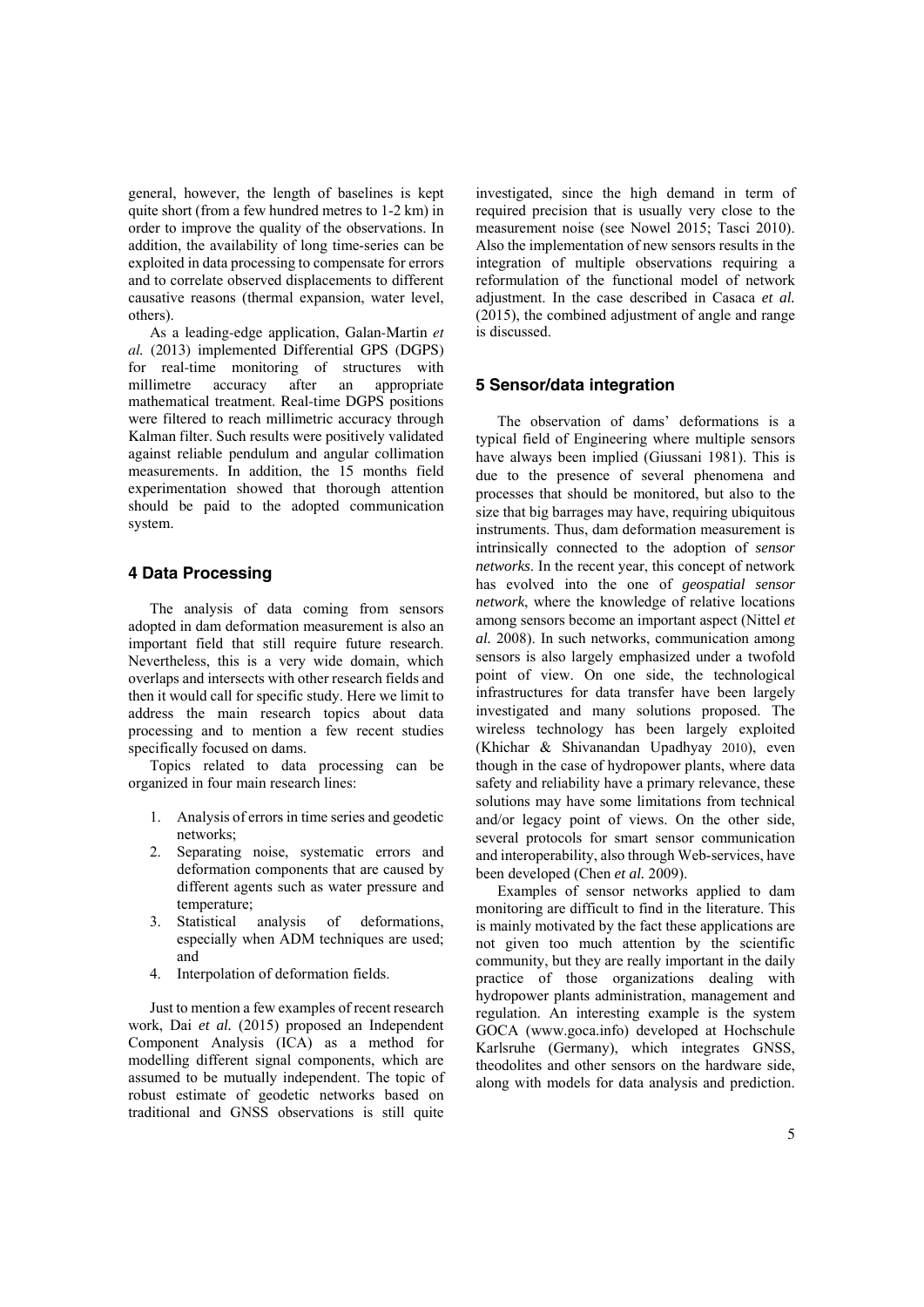general, however, the length of baselines is kept quite short (from a few hundred metres to 1-2 km) in order to improve the quality of the observations. In addition, the availability of long time-series can be exploited in data processing to compensate for errors and to correlate observed displacements to different causative reasons (thermal expansion, water level, others).

As a leading-edge application, Galan-Martin *et al.* (2013) implemented Differential GPS (DGPS) for real-time monitoring of structures with millimetre accuracy after an appropriate mathematical treatment. Real-time DGPS positions were filtered to reach millimetric accuracy through Kalman filter. Such results were positively validated against reliable pendulum and angular collimation measurements. In addition, the 15 months field experimentation showed that thorough attention should be paid to the adopted communication system.

## 4 Data Processing

The analysis of data coming from sensors adopted in dam deformation measurement is also an important field that still require future research. Nevertheless, this is a very wide domain, which overlaps and intersects with other research fields and then it would call for specific study. Here we limit to address the main research topics about data processing and to mention a few recent studies specifically focused on dams.

Topics related to data processing can be organized in four main research lines:

1. Analysis of errors in time series and geodetic networks;
2. Separating noise, systematic errors and deformation components that are caused by different agents such as water pressure and temperature;
3. Statistical analysis of deformations, especially when ADM techniques are used; and
4. Interpolation of deformation fields.

Just to mention a few examples of recent research work, Dai *et al.* (2015) proposed an Independent Component Analysis (ICA) as a method for modelling different signal components, which are assumed to be mutually independent. The topic of robust estimate of geodetic networks based on traditional and GNSS observations is still quite investigated, since the high demand in term of required precision that is usually very close to the measurement noise (see Nowel 2015; Tasci 2010). Also the implementation of new sensors results in the integration of multiple observations requiring a reformulation of the functional model of network adjustment. In the case described in Casaca *et al.* (2015), the combined adjustment of angle and range is discussed.

## 5 Sensor/data integration

The observation of dams' deformations is a typical field of Engineering where multiple sensors have always been implied (Giussani 1981). This is due to the presence of several phenomena and processes that should be monitored, but also to the size that big barrages may have, requiring ubiquitous instruments. Thus, dam deformation measurement is intrinsically connected to the adoption of *sensor networks*. In the recent year, this concept of network has evolved into the one of *geospatial sensor network*, where the knowledge of relative locations among sensors become an important aspect (Nittel *et al.* 2008). In such networks, communication among sensors is also largely emphasized under a twofold point of view. On one side, the technological infrastructures for data transfer have been largely investigated and many solutions proposed. The wireless technology has been largely exploited (Khichar & Shivanandan Upadhyay 2010), even though in the case of hydropower plants, where data safety and reliability have a primary relevance, these solutions may have some limitations from technical and/or legacy point of views. On the other side, several protocols for smart sensor communication and interoperability, also through Web-services, have been developed (Chen *et al.* 2009).

Examples of sensor networks applied to dam monitoring are difficult to find in the literature. This is mainly motivated by the fact these applications are not given too much attention by the scientific community, but they are really important in the daily practice of those organizations dealing with hydropower plants administration, management and regulation. An interesting example is the system GOCA (www.goca.info) developed at Hochschule Karlsruhe (Germany), which integrates GNSS, theodolites and other sensors on the hardware side, along with models for data analysis and prediction.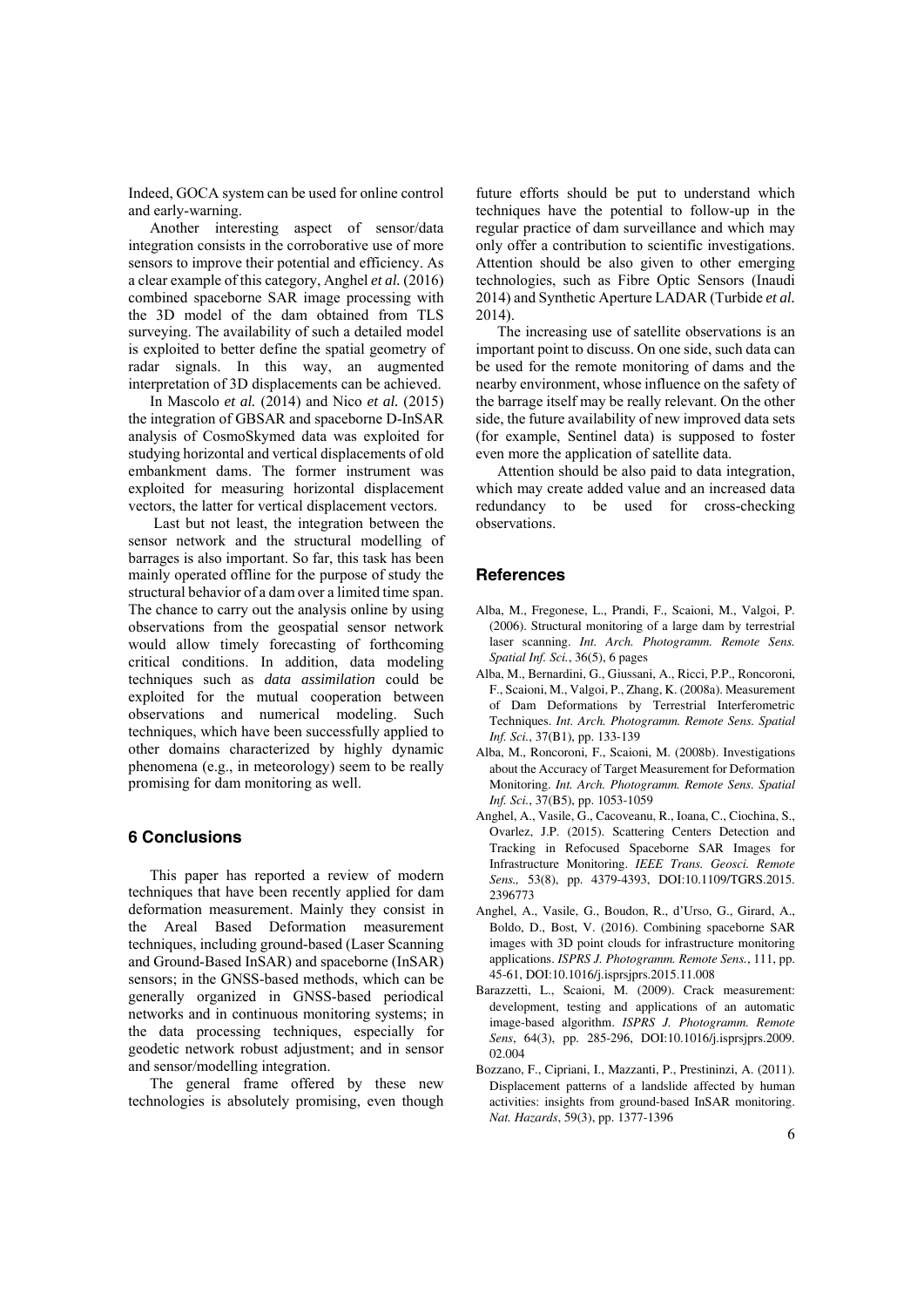Indeed, GOCA system can be used for online control and early-warning.

Another interesting aspect of sensor/data integration consists in the corroborative use of more sensors to improve their potential and efficiency. As a clear example of this category, Anghel *et al.* (2016) combined spaceborne SAR image processing with the 3D model of the dam obtained from TLS surveying. The availability of such a detailed model is exploited to better define the spatial geometry of radar signals. In this way, an augmented interpretation of 3D displacements can be achieved.

In Mascolo *et al.* (2014) and Nico *et al.* (2015) the integration of GBSAR and spaceborne D-InSAR analysis of CosmoSkymed data was exploited for studying horizontal and vertical displacements of old embankment dams. The former instrument was exploited for measuring horizontal displacement vectors, the latter for vertical displacement vectors.

Last but not least, the integration between the sensor network and the structural modelling of barrages is also important. So far, this task has been mainly operated offline for the purpose of study the structural behavior of a dam over a limited time span. The chance to carry out the analysis online by using observations from the geospatial sensor network would allow timely forecasting of forthcoming critical conditions. In addition, data modeling techniques such as *data assimilation* could be exploited for the mutual cooperation between observations and numerical modeling. Such techniques, which have been successfully applied to other domains characterized by highly dynamic phenomena (e.g., in meteorology) seem to be really promising for dam monitoring as well.

## 6 Conclusions

This paper has reported a review of modern techniques that have been recently applied for dam deformation measurement. Mainly they consist in the Areal Based Deformation measurement techniques, including ground-based (Laser Scanning and Ground-Based InSAR) and spaceborne (InSAR) sensors; in the GNSS-based methods, which can be generally organized in GNSS-based periodical networks and in continuous monitoring systems; in the data processing techniques, especially for geodetic network robust adjustment; and in sensor and sensor/modelling integration.

The general frame offered by these new technologies is absolutely promising, even though future efforts should be put to understand which techniques have the potential to follow-up in the regular practice of dam surveillance and which may only offer a contribution to scientific investigations. Attention should be also given to other emerging technologies, such as Fibre Optic Sensors (Inaudi 2014) and Synthetic Aperture LADAR (Turbide *et al.* 2014).

The increasing use of satellite observations is an important point to discuss. On one side, such data can be used for the remote monitoring of dams and the nearby environment, whose influence on the safety of the barrage itself may be really relevant. On the other side, the future availability of new improved data sets (for example, Sentinel data) is supposed to foster even more the application of satellite data.

Attention should be also paid to data integration, which may create added value and an increased data redundancy to be used for cross-checking observations.

## References

Alba, M., Fregonese, L., Prandi, F., Scaioni, M., Valgoi, P. (2006). Structural monitoring of a large dam by terrestrial laser scanning. *Int. Arch. Photogramm. Remote Sens. Spatial Inf. Sci.*, 36(5), 6 pages

Alba, M., Bernardini, G., Giussani, A., Ricci, P.P., Roncoroni, F., Scaioni, M., Valgoi, P., Zhang, K. (2008a). Measurement of Dam Deformations by Terrestrial Interferometric Techniques. *Int. Arch. Photogramm. Remote Sens. Spatial Inf. Sci.*, 37(B1), pp. 133-139

Alba, M., Roncoroni, F., Scaioni, M. (2008b). Investigations about the Accuracy of Target Measurement for Deformation Monitoring. *Int. Arch. Photogramm. Remote Sens. Spatial Inf. Sci.*, 37(B5), pp. 1053-1059

Anghel, A., Vasile, G., Cacoveanu, R., Ioana, C., Ciochina, S., Ovarlez, J.P. (2015). Scattering Centers Detection and Tracking in Refocused Spaceborne SAR Images for Infrastructure Monitoring. *IEEE Trans. Geosci. Remote Sens.,* 53(8), pp. 4379-4393, DOI:10.1109/TGRS.2015.2396773

Anghel, A., Vasile, G., Boudon, R., d'Urso, G., Girard, A., Boldo, D., Bost, V. (2016). Combining spaceborne SAR images with 3D point clouds for infrastructure monitoring applications. *ISPRS J. Photogramm. Remote Sens.*, 111, pp. 45-61, DOI:10.1016/j.isprsjprs.2015.11.008

Barazzetti, L., Scaioni, M. (2009). Crack measurement: development, testing and applications of an automatic image-based algorithm. *ISPRS J. Photogramm. Remote Sens*, 64(3), pp. 285-296, DOI:10.1016/j.isprsjprs.2009.02.004

Bozzano, F., Cipriani, I., Mazzanti, P., Prestininzi, A. (2011). Displacement patterns of a landslide affected by human activities: insights from ground-based InSAR monitoring. *Nat. Hazards*, 59(3), pp. 1377-1396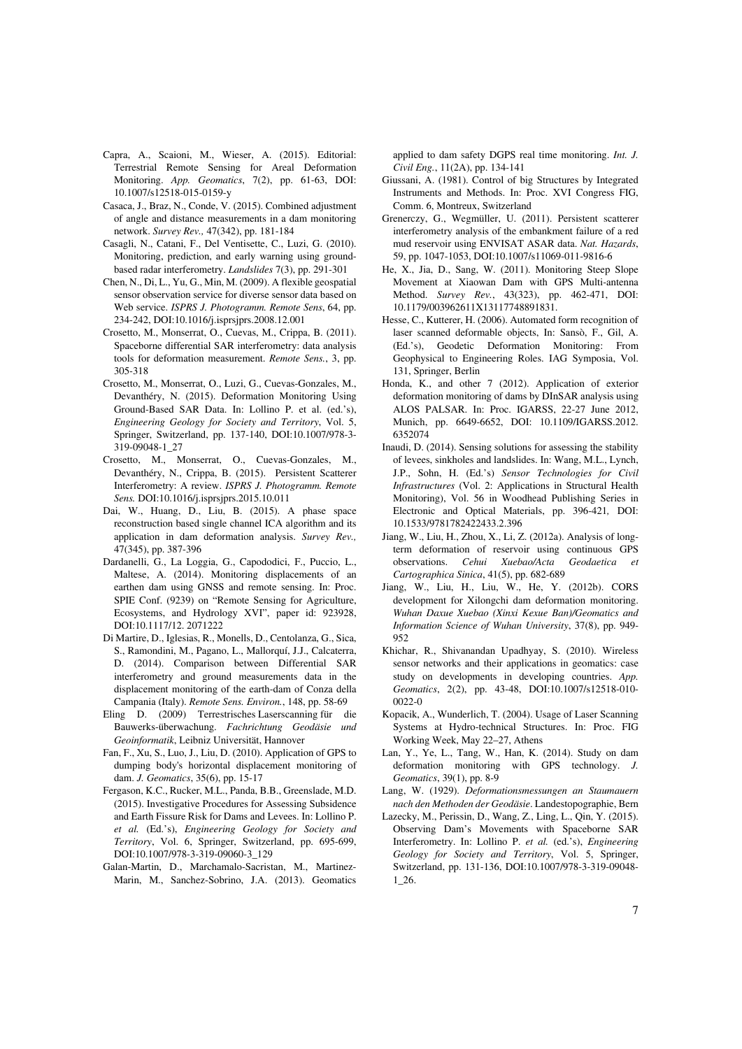Capra, A., Scaioni, M., Wieser, A. (2015). Editorial: Terrestrial Remote Sensing for Areal Deformation Monitoring. *App. Geomatics*, 7(2), pp. 61-63, DOI: 10.1007/s12518-015-0159-y

Casaca, J., Braz, N., Conde, V. (2015). Combined adjustment of angle and distance measurements in a dam monitoring network. *Survey Rev.,* 47(342), pp. 181-184

Casagli, N., Catani, F., Del Ventisette, C., Luzi, G. (2010). Monitoring, prediction, and early warning using ground-based radar interferometry. *Landslides* 7(3), pp. 291-301

Chen, N., Di, L., Yu, G., Min, M. (2009). A flexible geospatial sensor observation service for diverse sensor data based on Web service. *ISPRS J. Photogramm. Remote Sens*, 64, pp. 234-242, DOI:10.1016/j.isprsjprs.2008.12.001

Crosetto, M., Monserrat, O., Cuevas, M., Crippa, B. (2011). Spaceborne differential SAR interferometry: data analysis tools for deformation measurement. *Remote Sens.*, 3, pp. 305-318

Crosetto, M., Monserrat, O., Luzi, G., Cuevas-Gonzales, M., Devanthéry, N. (2015). Deformation Monitoring Using Ground-Based SAR Data. In: Lollino P. et al. (ed.'s), *Engineering Geology for Society and Territory*, Vol. 5, Springer, Switzerland, pp. 137-140, DOI:10.1007/978-3-319-09048-1_27

Crosetto, M., Monserrat, O., Cuevas-Gonzales, M., Devanthéry, N., Crippa, B. (2015). Persistent Scatterer Interferometry: A review. *ISPRS J. Photogramm. Remote Sens.* DOI:10.1016/j.isprsjprs.2015.10.011

Dai, W., Huang, D., Liu, B. (2015). A phase space reconstruction based single channel ICA algorithm and its application in dam deformation analysis. *Survey Rev.,* 47(345), pp. 387-396

Dardanelli, G., La Loggia, G., Capododici, F., Puccio, L., Maltese, A. (2014). Monitoring displacements of an earthen dam using GNSS and remote sensing. In: Proc. SPIE Conf. (9239) on "Remote Sensing for Agriculture, Ecosystems, and Hydrology XVI", paper id: 923928, DOI:10.1117/12. 2071222

Di Martire, D., Iglesias, R., Monells, D., Centolanza, G., Sica, S., Ramondini, M., Pagano, L., Mallorquí, J.J., Calcaterra, D. (2014). Comparison between Differential SAR interferometry and ground measurements data in the displacement monitoring of the earth-dam of Conza della Campania (Italy). *Remote Sens. Environ.*, 148, pp. 58-69

Eling D. (2009) Terrestrisches Laserscanning für die Bauwerks-überwachung. *Fachrichtung Geodäsie und Geoinformatik*, Leibniz Universität, Hannover

Fan, F., Xu, S., Luo, J., Liu, D. (2010). Application of GPS to dumping body's horizontal displacement monitoring of dam. *J. Geomatics*, 35(6), pp. 15-17

Fergason, K.C., Rucker, M.L., Panda, B.B., Greenslade, M.D. (2015). Investigative Procedures for Assessing Subsidence and Earth Fissure Risk for Dams and Levees. In: Lollino P. *et al.* (Ed.'s), *Engineering Geology for Society and Territory*, Vol. 6, Springer, Switzerland, pp. 695-699, DOI:10.1007/978-3-319-09060-3_129

Galan-Martin, D., Marchamalo-Sacristan, M., Martinez-Marin, M., Sanchez-Sobrino, J.A. (2013). Geomatics applied to dam safety DGPS real time monitoring. *Int. J. Civil Eng.*, 11(2A), pp. 134-141

Giussani, A. (1981). Control of big Structures by Integrated Instruments and Methods. In: Proc. XVI Congress FIG, Comm. 6, Montreux, Switzerland

Grenerczy, G., Wegmüller, U. (2011). Persistent scatterer interferometry analysis of the embankment failure of a red mud reservoir using ENVISAT ASAR data. *Nat. Hazards*, 59, pp. 1047-1053, DOI:10.1007/s11069-011-9816-6

He, X., Jia, D., Sang, W. (2011). Monitoring Steep Slope Movement at Xiaowan Dam with GPS Multi-antenna Method. *Survey Rev.*, 43(323), pp. 462-471, DOI: 10.1179/003962611X13117748891831.

Hesse, C., Kutterer, H. (2006). Automated form recognition of laser scanned deformable objects, In: Sansò, F., Gil, A. (Ed.'s), Geodetic Deformation Monitoring: From Geophysical to Engineering Roles. IAG Symposia, Vol. 131, Springer, Berlin

Honda, K., and other 7 (2012). Application of exterior deformation monitoring of dams by DInSAR analysis using ALOS PALSAR. In: Proc. IGARSS, 22-27 June 2012, Munich, pp. 6649-6652, DOI: 10.1109/IGARSS.2012. 6352074

Inaudi, D. (2014). Sensing solutions for assessing the stability of levees, sinkholes and landslides. In: Wang, M.L., Lynch, J.P., Sohn, H. (Ed.'s) *Sensor Technologies for Civil Infrastructures* (Vol. 2: Applications in Structural Health Monitoring), Vol. 56 in Woodhead Publishing Series in Electronic and Optical Materials, pp. 396-421, DOI: 10.1533/9781782422433.2.396

Jiang, W., Liu, H., Zhou, X., Li, Z. (2012a). Analysis of long-term deformation of reservoir using continuous GPS observations. *Cehui Xuebao/Acta Geodaetica et Cartographica Sinica*, 41(5), pp. 682-689

Jiang, W., Liu, H., Liu, W., He, Y. (2012b). CORS development for Xilongchi dam deformation monitoring. *Wuhan Daxue Xuebao (Xinxi Kexue Ban)/Geomatics and Information Science of Wuhan University*, 37(8), pp. 949-952

Khichar, R., Shivanandan Upadhyay, S. (2010). Wireless sensor networks and their applications in geomatics: case study on developments in developing countries. *App. Geomatics*, 2(2), pp. 43-48, DOI:10.1007/s12518-010-0022-0

Kopacik, A., Wunderlich, T. (2004). Usage of Laser Scanning Systems at Hydro-technical Structures. In: Proc. FIG Working Week, May 22–27, Athens

Lan, Y., Ye, L., Tang, W., Han, K. (2014). Study on dam deformation monitoring with GPS technology. *J. Geomatics*, 39(1), pp. 8-9

Lang, W. (1929). *Deformationsmessungen an Staumauern nach den Methoden der Geodäsie*. Landestopographie, Bern

Lazecky, M., Perissin, D., Wang, Z., Ling, L., Qin, Y. (2015). Observing Dam's Movements with Spaceborne SAR Interferometry. In: Lollino P. *et al.* (ed.'s), *Engineering Geology for Society and Territory*, Vol. 5, Springer, Switzerland, pp. 131-136, DOI:10.1007/978-3-319-09048-1_26.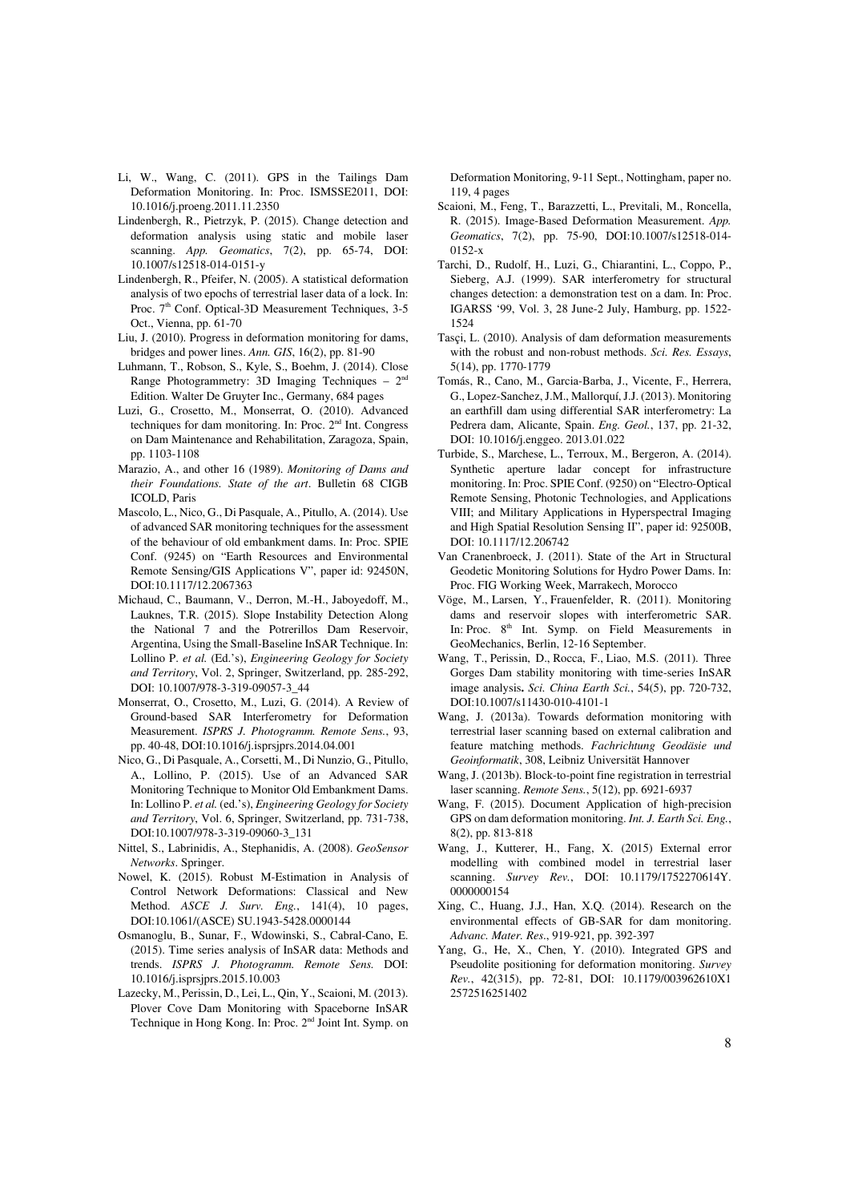Li, W., Wang, C. (2011). GPS in the Tailings Dam Deformation Monitoring. In: Proc. ISMSSE2011, DOI: 10.1016/j.proeng.2011.11.2350

Lindenbergh, R., Pietrzyk, P. (2015). Change detection and deformation analysis using static and mobile laser scanning. *App. Geomatics*, 7(2), pp. 65-74, DOI: 10.1007/s12518-014-0151-y

Lindenbergh, R., Pfeifer, N. (2005). A statistical deformation analysis of two epochs of terrestrial laser data of a lock. In: Proc. 7th Conf. Optical-3D Measurement Techniques, 3-5 Oct., Vienna, pp. 61-70

Liu, J. (2010). Progress in deformation monitoring for dams, bridges and power lines. *Ann. GIS*, 16(2), pp. 81-90

Luhmann, T., Robson, S., Kyle, S., Boehm, J. (2014). Close Range Photogrammetry: 3D Imaging Techniques – 2nd Edition. Walter De Gruyter Inc., Germany, 684 pages

Luzi, G., Crosetto, M., Monserrat, O. (2010). Advanced techniques for dam monitoring. In: Proc. 2nd Int. Congress on Dam Maintenance and Rehabilitation, Zaragoza, Spain, pp. 1103-1108

Marazio, A., and other 16 (1989). *Monitoring of Dams and their Foundations. State of the art*. Bulletin 68 CIGB ICOLD, Paris

Mascolo, L., Nico, G., Di Pasquale, A., Pitullo, A. (2014). Use of advanced SAR monitoring techniques for the assessment of the behaviour of old embankment dams. In: Proc. SPIE Conf. (9245) on "Earth Resources and Environmental Remote Sensing/GIS Applications V", paper id: 92450N, DOI:10.1117/12.2067363

Michaud, C., Baumann, V., Derron, M.-H., Jaboyedoff, M., Lauknes, T.R. (2015). Slope Instability Detection Along the National 7 and the Potrerillos Dam Reservoir, Argentina, Using the Small-Baseline InSAR Technique. In: Lollino P. *et al.* (Ed.'s), *Engineering Geology for Society and Territory*, Vol. 2, Springer, Switzerland, pp. 285-292, DOI: 10.1007/978-3-319-09057-3_44

Monserrat, O., Crosetto, M., Luzi, G. (2014). A Review of Ground-based SAR Interferometry for Deformation Measurement. *ISPRS J. Photogramm. Remote Sens.*, 93, pp. 40-48, DOI:10.1016/j.isprsjprs.2014.04.001

Nico, G., Di Pasquale, A., Corsetti, M., Di Nunzio, G., Pitullo, A., Lollino, P. (2015). Use of an Advanced SAR Monitoring Technique to Monitor Old Embankment Dams. In: Lollino P. *et al.* (ed.'s), *Engineering Geology for Society and Territory*, Vol. 6, Springer, Switzerland, pp. 731-738, DOI:10.1007/978-3-319-09060-3_131

Nittel, S., Labrinidis, A., Stephanidis, A. (2008). *GeoSensor Networks*. Springer.

Nowel, K. (2015). Robust M-Estimation in Analysis of Control Network Deformations: Classical and New Method. *ASCE J. Surv. Eng.*, 141(4), 10 pages, DOI:10.1061/(ASCE) SU.1943-5428.0000144

Osmanoglu, B., Sunar, F., Wdowinski, S., Cabral-Cano, E. (2015). Time series analysis of InSAR data: Methods and trends. *ISPRS J. Photogramm. Remote Sens.* DOI: 10.1016/j.isprsjprs.2015.10.003

Lazecky, M., Perissin, D., Lei, L., Qin, Y., Scaioni, M. (2013). Plover Cove Dam Monitoring with Spaceborne InSAR Technique in Hong Kong. In: Proc. 2nd Joint Int. Symp. on Deformation Monitoring, 9-11 Sept., Nottingham, paper no. 119, 4 pages

Scaioni, M., Feng, T., Barazzetti, L., Previtali, M., Roncella, R. (2015). Image-Based Deformation Measurement. *App. Geomatics*, 7(2), pp. 75-90, DOI:10.1007/s12518-014-0152-x

Tarchi, D., Rudolf, H., Luzi, G., Chiarantini, L., Coppo, P., Sieberg, A.J. (1999). SAR interferometry for structural changes detection: a demonstration test on a dam. In: Proc. IGARSS '99, Vol. 3, 28 June-2 July, Hamburg, pp. 1522-1524

Tasçi, L. (2010). Analysis of dam deformation measurements with the robust and non-robust methods. *Sci. Res. Essays*, 5(14), pp. 1770-1779

Tomás, R., Cano, M., Garcia-Barba, J., Vicente, F., Herrera, G., Lopez-Sanchez, J.M., Mallorquí, J.J. (2013). Monitoring an earthfill dam using differential SAR interferometry: La Pedrera dam, Alicante, Spain. *Eng. Geol.*, 137, pp. 21-32, DOI: 10.1016/j.enggeo. 2013.01.022

Turbide, S., Marchese, L., Terroux, M., Bergeron, A. (2014). Synthetic aperture ladar concept for infrastructure monitoring. In: Proc. SPIE Conf. (9250) on "Electro-Optical Remote Sensing, Photonic Technologies, and Applications VIII; and Military Applications in Hyperspectral Imaging and High Spatial Resolution Sensing II", paper id: 92500B, DOI: 10.1117/12.206742

Van Cranenbroeck, J. (2011). State of the Art in Structural Geodetic Monitoring Solutions for Hydro Power Dams. In: Proc. FIG Working Week, Marrakech, Morocco

Vöge, M., Larsen, Y., Frauenfelder, R. (2011). Monitoring dams and reservoir slopes with interferometric SAR. In: Proc. 8th Int. Symp. on Field Measurements in GeoMechanics, Berlin, 12-16 September.

Wang, T., Perissin, D., Rocca, F., Liao, M.S. (2011). Three Gorges Dam stability monitoring with time-series InSAR image analysis**.** *Sci. China Earth Sci.*, 54(5), pp. 720-732, DOI:10.1007/s11430-010-4101-1

Wang, J. (2013a). Towards deformation monitoring with terrestrial laser scanning based on external calibration and feature matching methods. *Fachrichtung Geodäsie und Geoinformatik*, 308, Leibniz Universität Hannover

Wang, J. (2013b). Block-to-point fine registration in terrestrial laser scanning. *Remote Sens.*, 5(12), pp. 6921-6937

Wang, F. (2015). Document Application of high-precision GPS on dam deformation monitoring. *Int. J. Earth Sci. Eng.*, 8(2), pp. 813-818

Wang, J., Kutterer, H., Fang, X. (2015) External error modelling with combined model in terrestrial laser scanning. *Survey Rev.*, DOI: 10.1179/1752270614Y. 0000000154

Xing, C., Huang, J.J., Han, X.Q. (2014). Research on the environmental effects of GB-SAR for dam monitoring. *Advanc. Mater. Res.*, 919-921, pp. 392-397

Yang, G., He, X., Chen, Y. (2010). Integrated GPS and Pseudolite positioning for deformation monitoring. *Survey Rev.*, 42(315), pp. 72-81, DOI: 10.1179/003962610X1 2572516251402